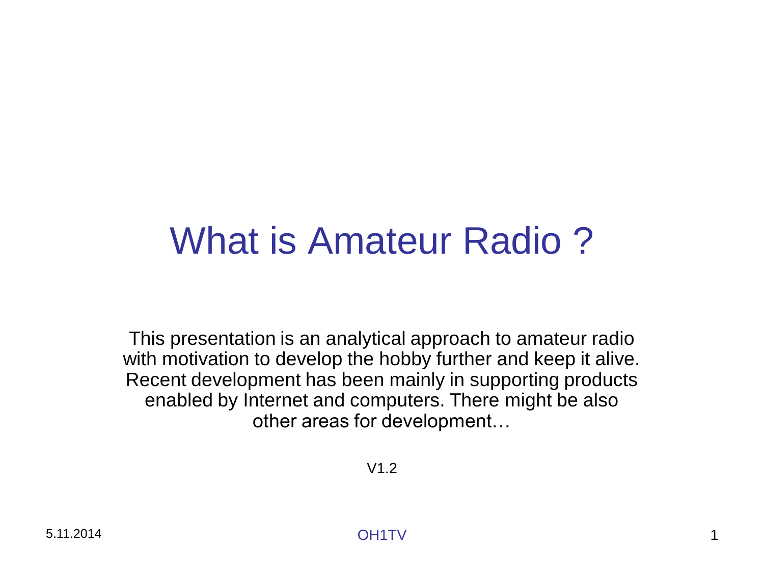# What is Amateur Radio ?

This presentation is an analytical approach to amateur radio with motivation to develop the hobby further and keep it alive. Recent development has been mainly in supporting products enabled by Internet and computers. There might be also other areas for development…

V1.2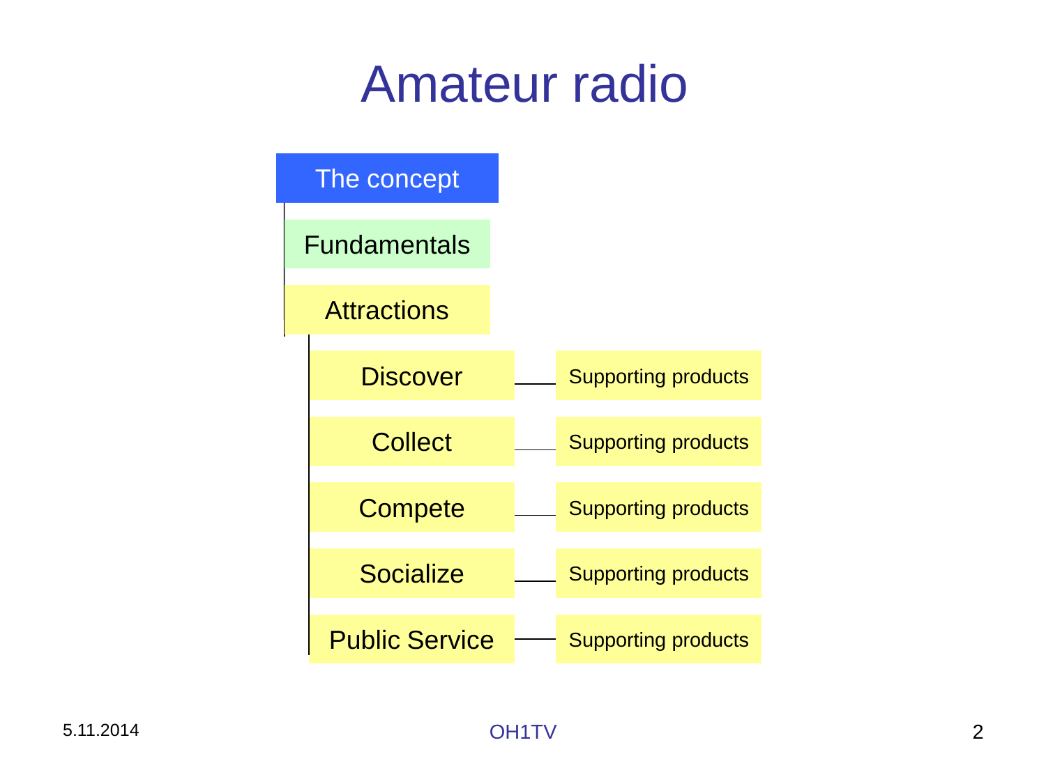# Amateur radio

- The concept
  - Fundamentals
  - Attractions
    - Discover — Supporting products
    - Collect — Supporting products
    - Compete — Supporting products
    - Socialize — Supporting products
    - Public Service — Supporting products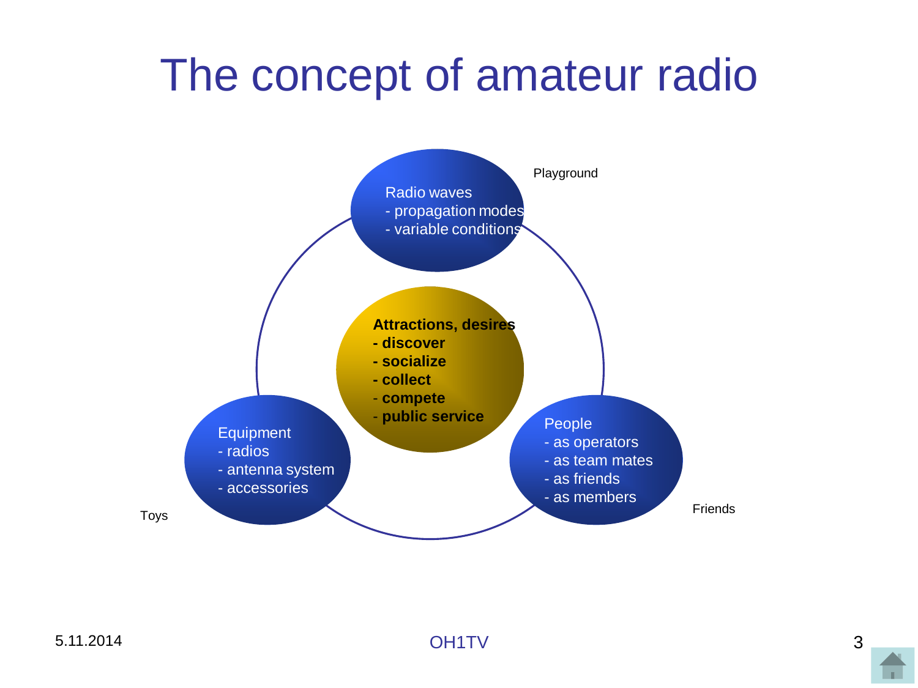# The concept of amateur radio

Radio waves
- propagation modes
- variable conditions

Playground

**Attractions, desires**
- **discover**
- **socialize**
- **collect**
- **compete**
- **public service**

Equipment
- radios
- antenna system
- accessories

Toys

People
- as operators
- as team mates
- as friends
- as members

Friends

5.11.2014

OH1TV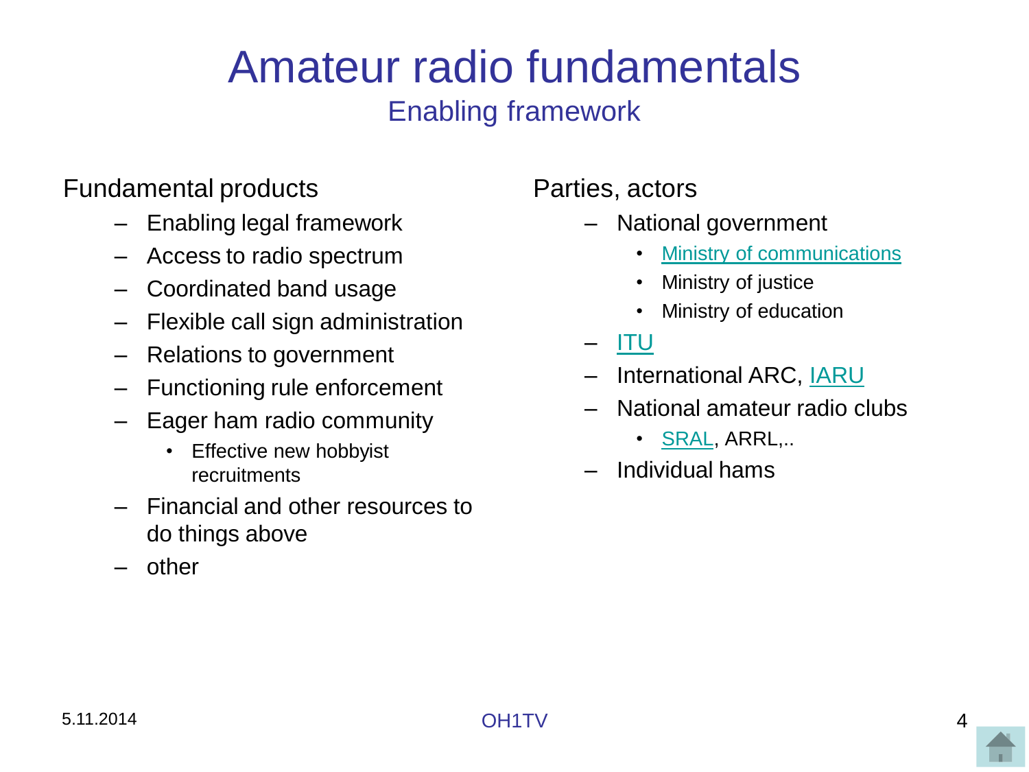# Amateur radio fundamentals

## Enabling framework

Fundamental products

- Enabling legal framework
- Access to radio spectrum
- Coordinated band usage
- Flexible call sign administration
- Relations to government
- Functioning rule enforcement
- Eager ham radio community
  - Effective new hobbyist recruitments
- Financial and other resources to do things above
- other

Parties, actors

- National government
  - Ministry of communications
  - Ministry of justice
  - Ministry of education
- ITU
- International ARC, IARU
- National amateur radio clubs
  - SRAL, ARRL,..
- Individual hams

5.11.2014

OH1TV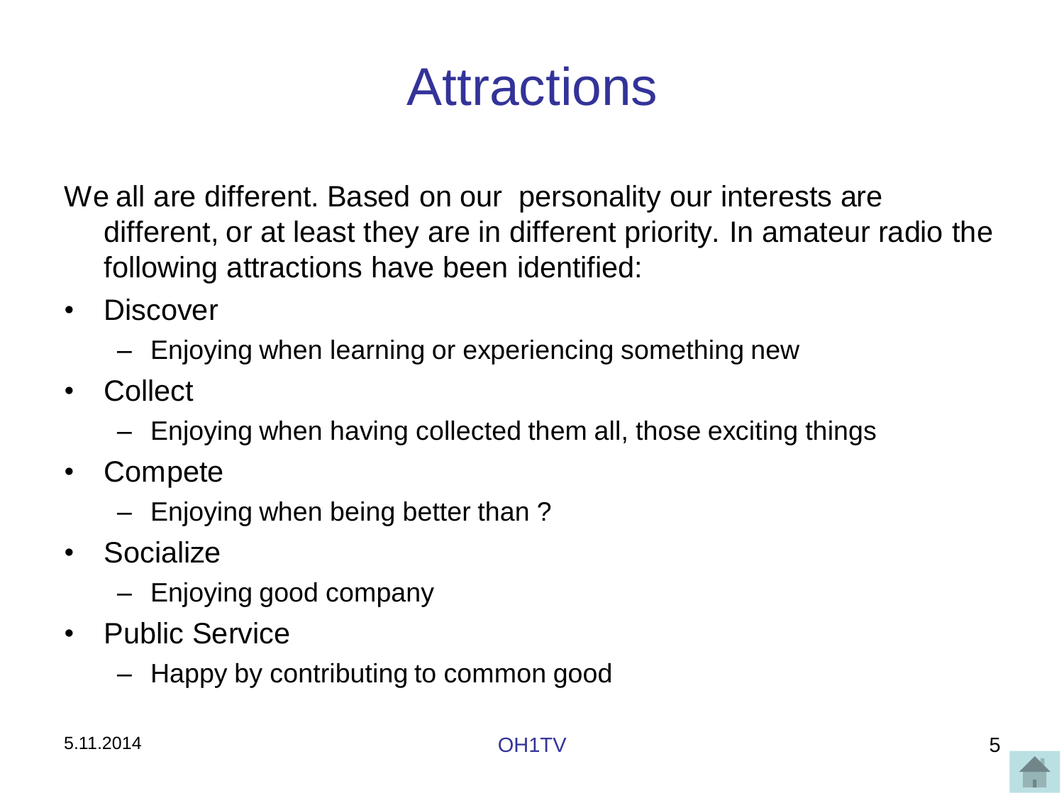# Attractions

We all are different. Based on our  personality our interests are different, or at least they are in different priority. In amateur radio the following attractions have been identified:

- Discover
  - Enjoying when learning or experiencing something new
- Collect
  - Enjoying when having collected them all, those exciting things
- Compete
  - Enjoying when being better than ?
- Socialize
  - Enjoying good company
- Public Service
  - Happy by contributing to common good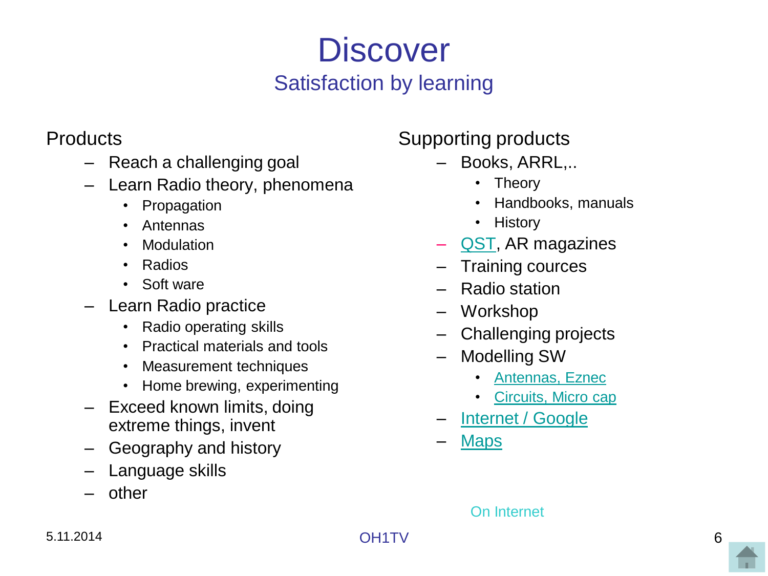# Discover

## Satisfaction by learning

Products

- Reach a challenging goal
- Learn Radio theory, phenomena
  - Propagation
  - Antennas
  - Modulation
  - Radios
  - Soft ware
- Learn Radio practice
  - Radio operating skills
  - Practical materials and tools
  - Measurement techniques
  - Home brewing, experimenting
- Exceed known limits, doing extreme things, invent
- Geography and history
- Language skills
- other

Supporting products

- Books, ARRL,..
  - Theory
  - Handbooks, manuals
  - History
- QST, AR magazines
- Training cources
- Radio station
- Workshop
- Challenging projects
- Modelling SW
  - Antennas, Eznec
  - Circuits, Micro cap
- Internet / Google
- Maps

On Internet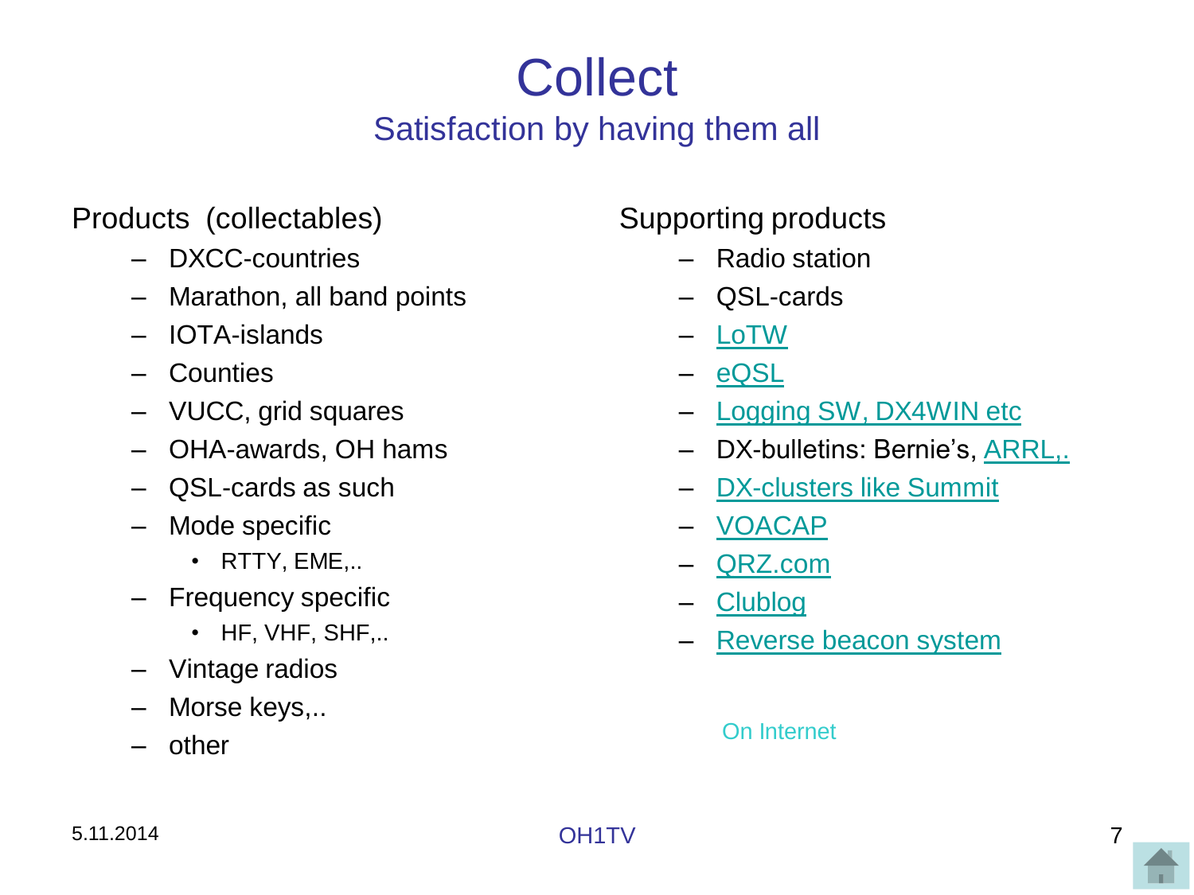# Collect

## Satisfaction by having them all

Products (collectables)

- DXCC-countries
- Marathon, all band points
- IOTA-islands
- Counties
- VUCC, grid squares
- OHA-awards, OH hams
- QSL-cards as such
- Mode specific
  - RTTY, EME,..
- Frequency specific
  - HF, VHF, SHF,..
- Vintage radios
- Morse keys,..
- other

Supporting products

- Radio station
- QSL-cards
- LoTW
- eQSL
- Logging SW, DX4WIN etc
- DX-bulletins: Bernie's, ARRL,.
- DX-clusters like Summit
- VOACAP
- QRZ.com
- Clublog
- Reverse beacon system

On Internet

5.11.2014

OH1TV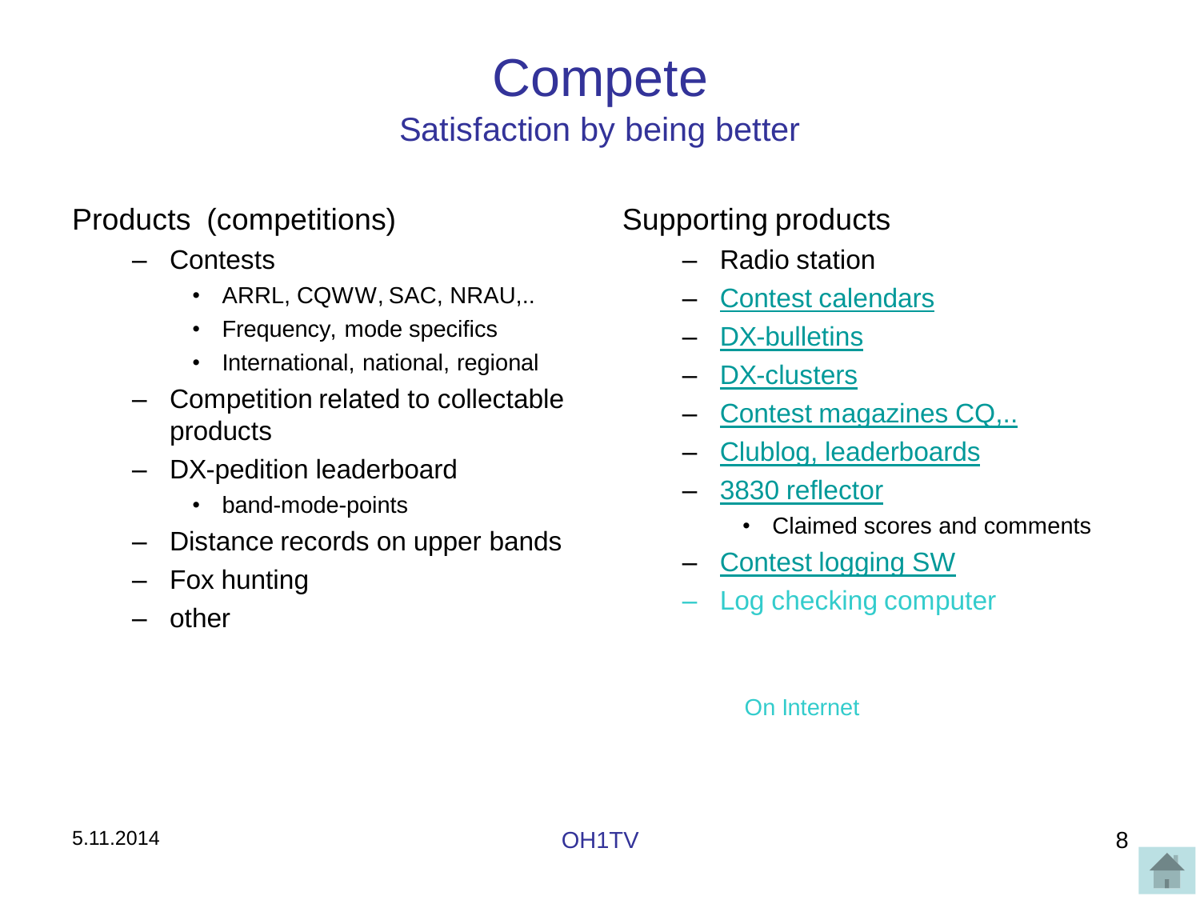# Compete

## Satisfaction by being better

Products (competitions)

- Contests
  - ARRL, CQWW, SAC, NRAU,..
  - Frequency, mode specifics
  - International, national, regional
- Competition related to collectable products
- DX-pedition leaderboard
  - band-mode-points
- Distance records on upper bands
- Fox hunting
- other

Supporting products

- Radio station
- Contest calendars
- DX-bulletins
- DX-clusters
- Contest magazines CQ,..
- Clublog, leaderboards
- 3830 reflector
  - Claimed scores and comments
- Contest logging SW
- Log checking computer

On Internet

5.11.2014

OH1TV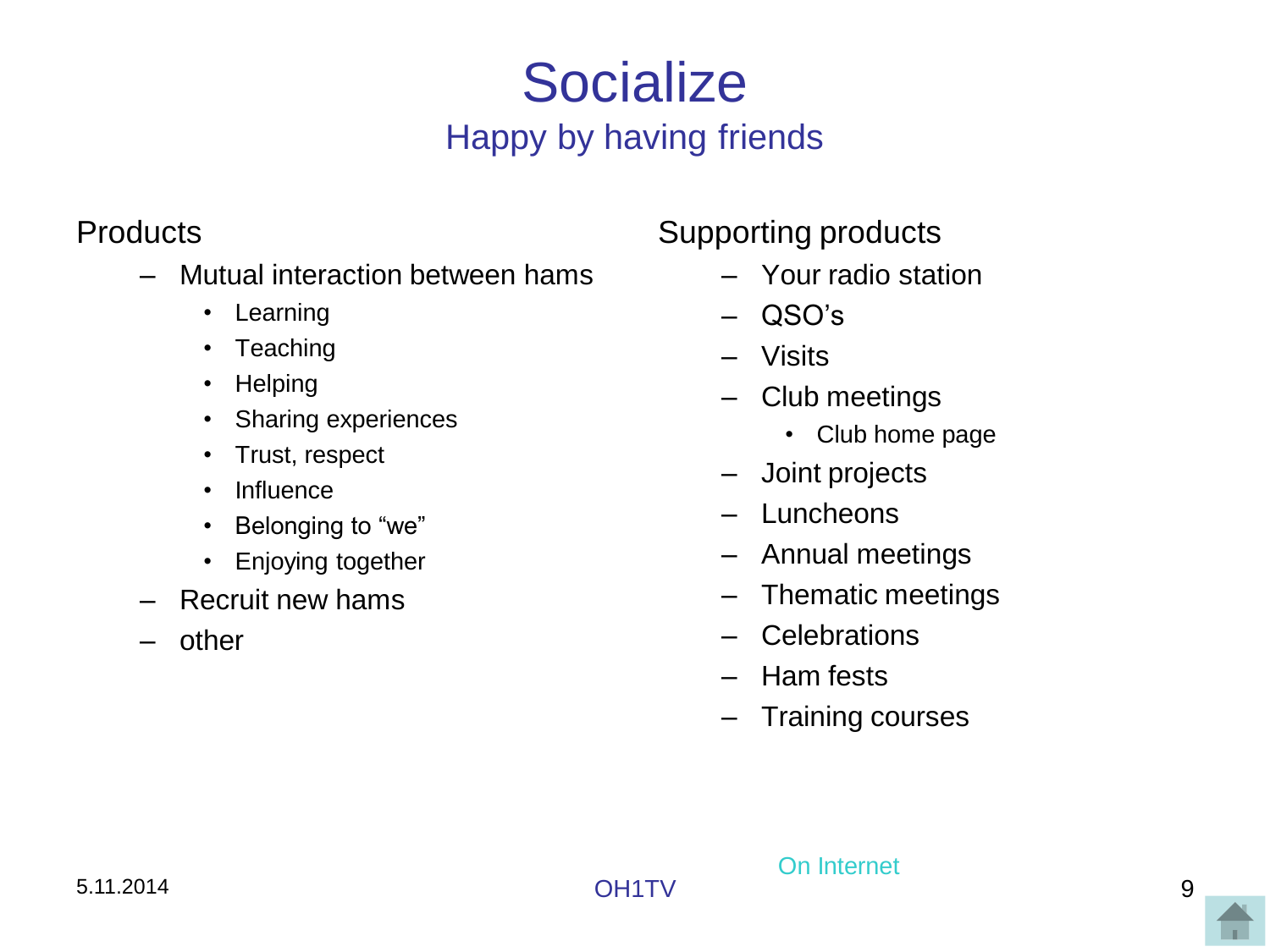# Socialize

## Happy by having friends

Products

- Mutual interaction between hams
  - Learning
  - Teaching
  - Helping
  - Sharing experiences
  - Trust, respect
  - Influence
  - Belonging to “we”
  - Enjoying together
- Recruit new hams
- other

Supporting products

- Your radio station
- QSO’s
- Visits
- Club meetings
  - Club home page
- Joint projects
- Luncheons
- Annual meetings
- Thematic meetings
- Celebrations
- Ham fests
- Training courses

On Internet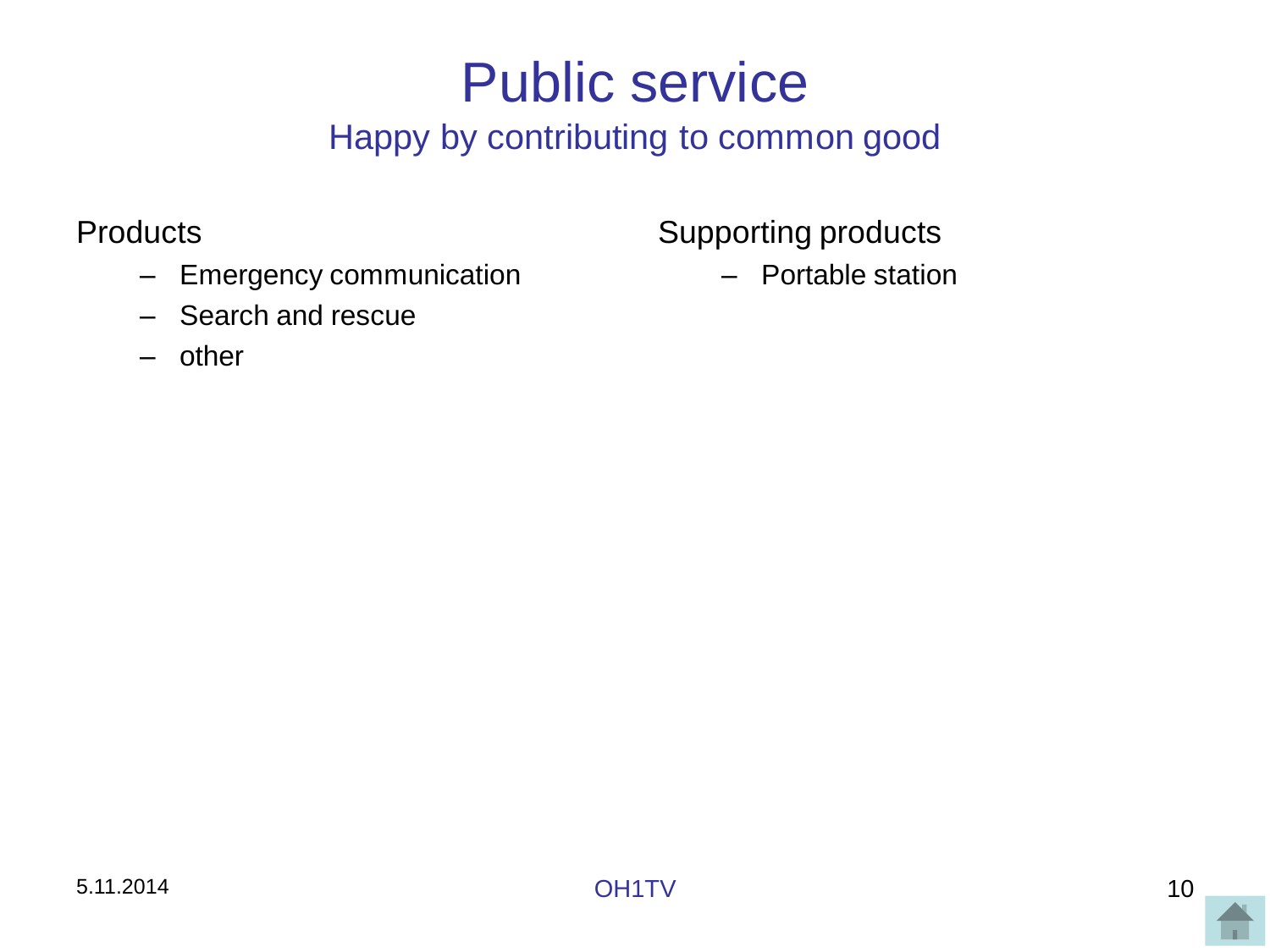# Public service

## Happy by contributing to common good

Products

- Emergency communication
- Search and rescue
- other

Supporting products

- Portable station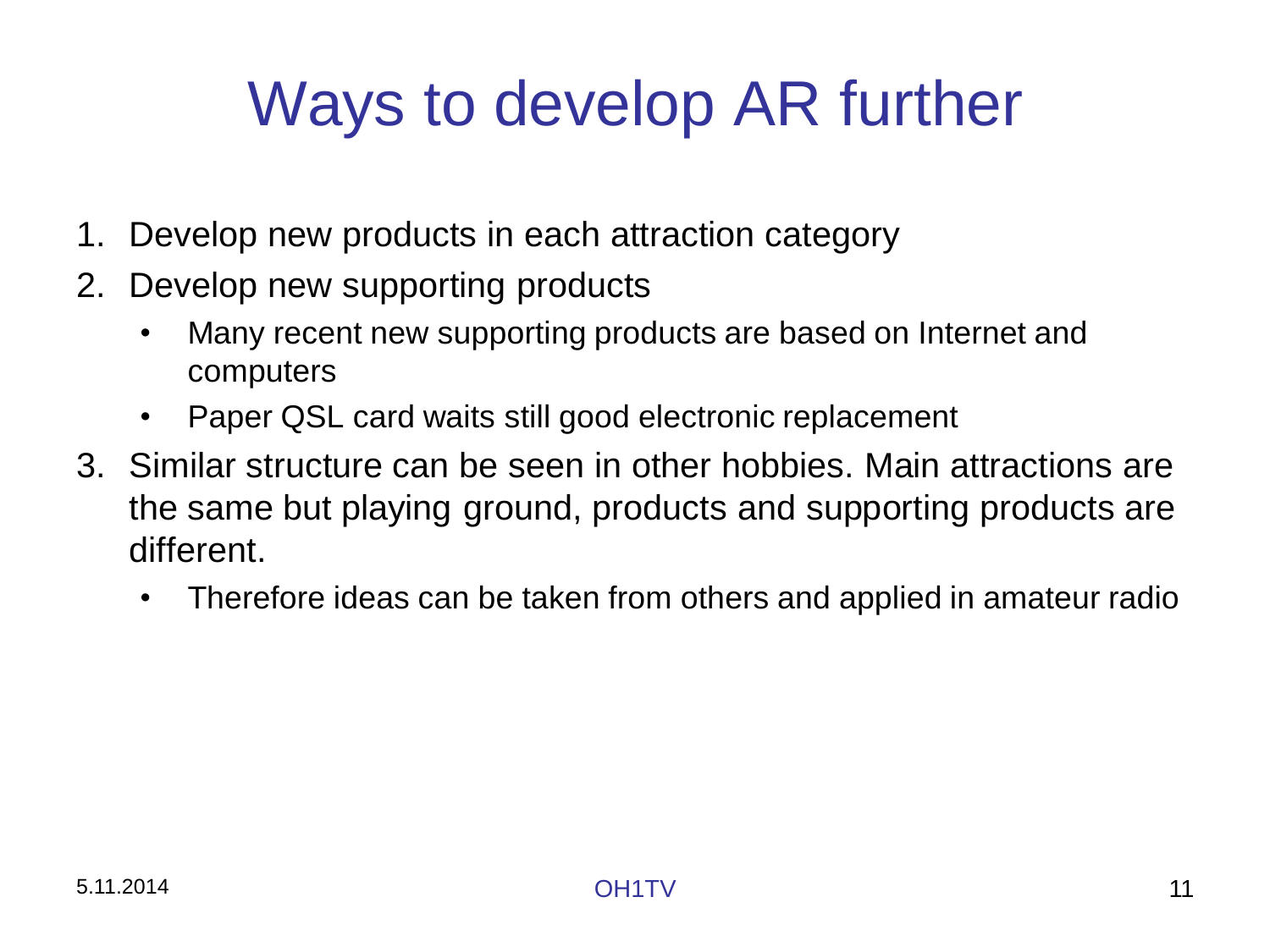# Ways to develop AR further

1. Develop new products in each attraction category
2. Develop new supporting products
   - Many recent new supporting products are based on Internet and computers
   - Paper QSL card waits still good electronic replacement
3. Similar structure can be seen in other hobbies. Main attractions are the same but playing ground, products and supporting products are different.
   - Therefore ideas can be taken from others and applied in amateur radio